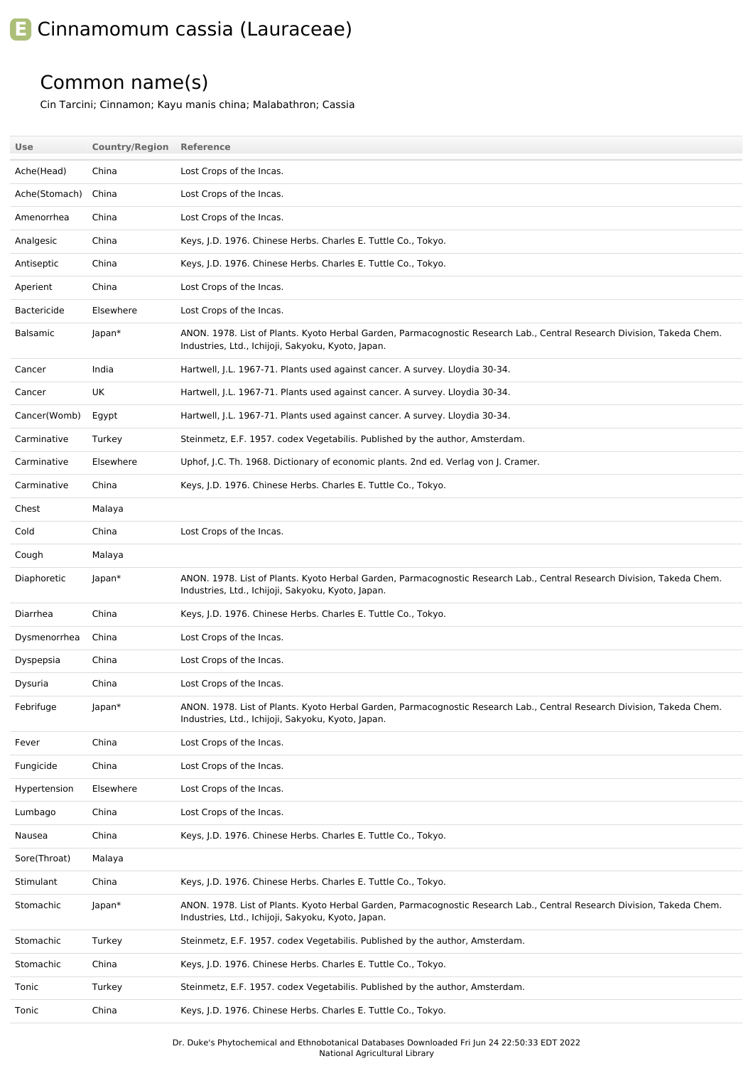# E Cinnamomum cassia (Lauraceae)

## Common name(s)

Cin Tarcini; Cinnamon; Kayu manis china; Malabathron; Cassia

| Use | Country/Region | Reference |
|---|---|---|
| Ache(Head) | China | Lost Crops of the Incas. |
| Ache(Stomach) | China | Lost Crops of the Incas. |
| Amenorrhea | China | Lost Crops of the Incas. |
| Analgesic | China | Keys, J.D. 1976. Chinese Herbs. Charles E. Tuttle Co., Tokyo. |
| Antiseptic | China | Keys, J.D. 1976. Chinese Herbs. Charles E. Tuttle Co., Tokyo. |
| Aperient | China | Lost Crops of the Incas. |
| Bactericide | Elsewhere | Lost Crops of the Incas. |
| Balsamic | Japan* | ANON. 1978. List of Plants. Kyoto Herbal Garden, Parmacognostic Research Lab., Central Research Division, Takeda Chem. Industries, Ltd., Ichijoji, Sakyoku, Kyoto, Japan. |
| Cancer | India | Hartwell, J.L. 1967-71. Plants used against cancer. A survey. Lloydia 30-34. |
| Cancer | UK | Hartwell, J.L. 1967-71. Plants used against cancer. A survey. Lloydia 30-34. |
| Cancer(Womb) | Egypt | Hartwell, J.L. 1967-71. Plants used against cancer. A survey. Lloydia 30-34. |
| Carminative | Turkey | Steinmetz, E.F. 1957. codex Vegetabilis. Published by the author, Amsterdam. |
| Carminative | Elsewhere | Uphof, J.C. Th. 1968. Dictionary of economic plants. 2nd ed. Verlag von J. Cramer. |
| Carminative | China | Keys, J.D. 1976. Chinese Herbs. Charles E. Tuttle Co., Tokyo. |
| Chest | Malaya | |
| Cold | China | Lost Crops of the Incas. |
| Cough | Malaya | |
| Diaphoretic | Japan* | ANON. 1978. List of Plants. Kyoto Herbal Garden, Parmacognostic Research Lab., Central Research Division, Takeda Chem. Industries, Ltd., Ichijoji, Sakyoku, Kyoto, Japan. |
| Diarrhea | China | Keys, J.D. 1976. Chinese Herbs. Charles E. Tuttle Co., Tokyo. |
| Dysmenorrhea | China | Lost Crops of the Incas. |
| Dyspepsia | China | Lost Crops of the Incas. |
| Dysuria | China | Lost Crops of the Incas. |
| Febrifuge | Japan* | ANON. 1978. List of Plants. Kyoto Herbal Garden, Parmacognostic Research Lab., Central Research Division, Takeda Chem. Industries, Ltd., Ichijoji, Sakyoku, Kyoto, Japan. |
| Fever | China | Lost Crops of the Incas. |
| Fungicide | China | Lost Crops of the Incas. |
| Hypertension | Elsewhere | Lost Crops of the Incas. |
| Lumbago | China | Lost Crops of the Incas. |
| Nausea | China | Keys, J.D. 1976. Chinese Herbs. Charles E. Tuttle Co., Tokyo. |
| Sore(Throat) | Malaya | |
| Stimulant | China | Keys, J.D. 1976. Chinese Herbs. Charles E. Tuttle Co., Tokyo. |
| Stomachic | Japan* | ANON. 1978. List of Plants. Kyoto Herbal Garden, Parmacognostic Research Lab., Central Research Division, Takeda Chem. Industries, Ltd., Ichijoji, Sakyoku, Kyoto, Japan. |
| Stomachic | Turkey | Steinmetz, E.F. 1957. codex Vegetabilis. Published by the author, Amsterdam. |
| Stomachic | China | Keys, J.D. 1976. Chinese Herbs. Charles E. Tuttle Co., Tokyo. |
| Tonic | Turkey | Steinmetz, E.F. 1957. codex Vegetabilis. Published by the author, Amsterdam. |
| Tonic | China | Keys, J.D. 1976. Chinese Herbs. Charles E. Tuttle Co., Tokyo. |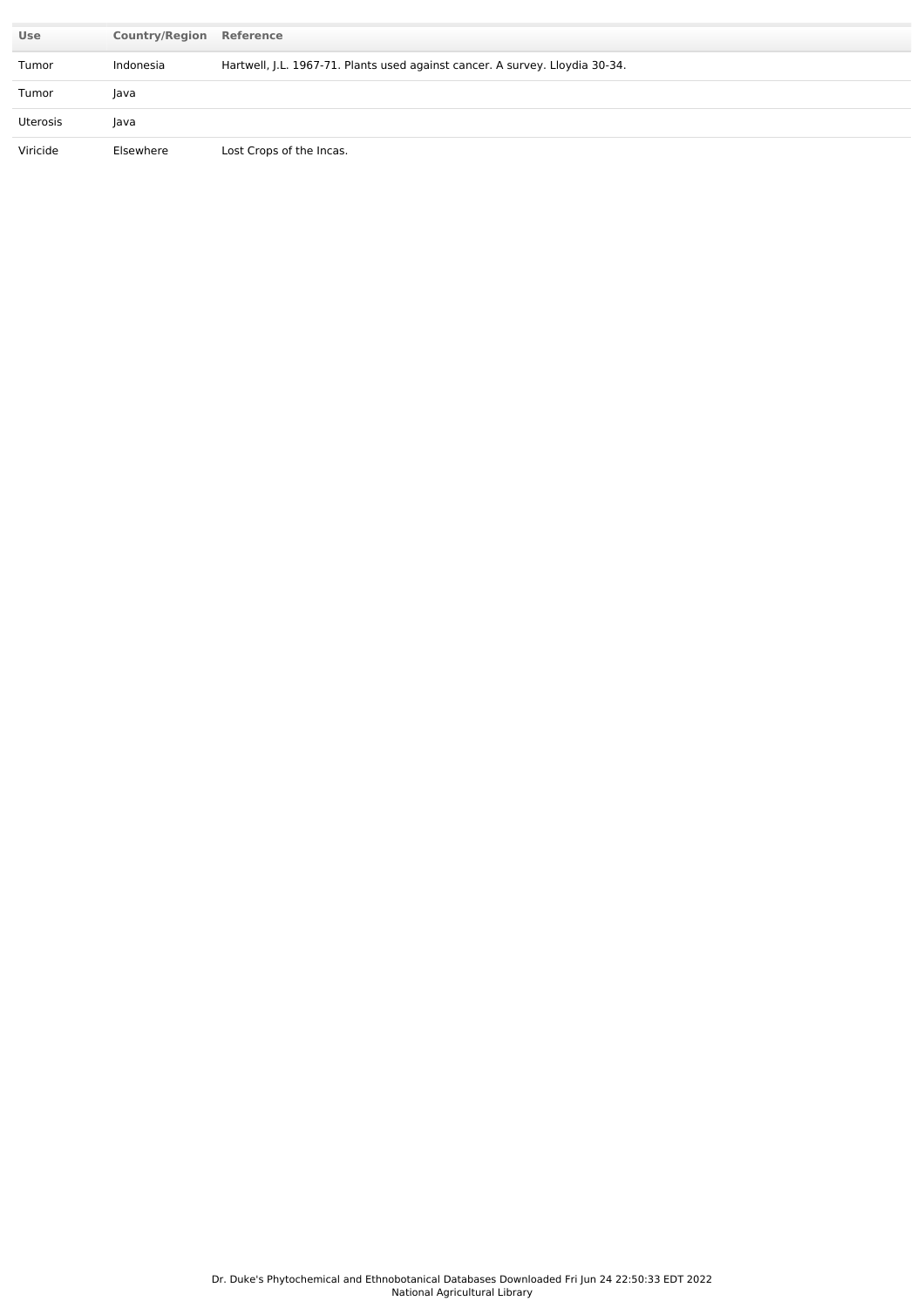| Use | Country/Region | Reference |
| --- | --- | --- |
| Tumor | Indonesia | Hartwell, J.L. 1967-71. Plants used against cancer. A survey. Lloydia 30-34. |
| Tumor | Java | |
| Uterosis | Java | |
| Viricide | Elsewhere | Lost Crops of the Incas. |